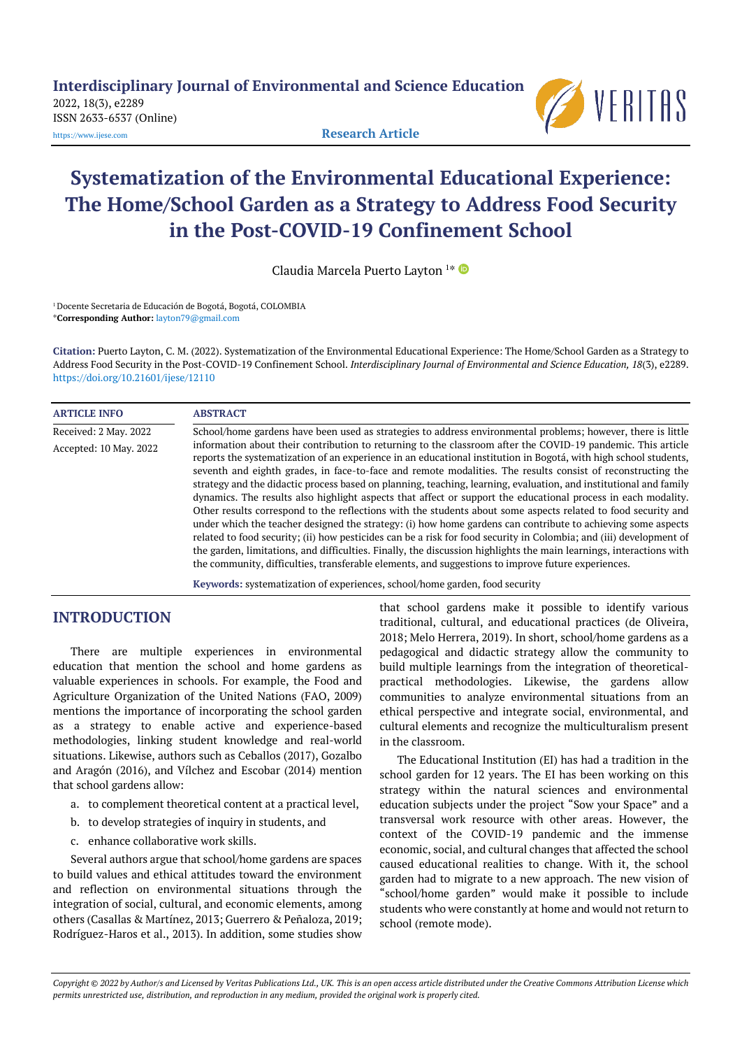# Systematization of the Environmental Educational Experience: The Home/School Garden as a Strategy to Address Food Security in the Post-COVID-19 Confinement School

Claudia Marcela Puerto Layton [1*]

[1] Docente Secretaria de Educación de Bogotá, Bogotá, COLOMBIA

*Corresponding Author: layton79@gmail.com

**Citation:** Puerto Layton, C. M. (2022). Systematization of the Environmental Educational Experience: The Home/School Garden as a Strategy to Address Food Security in the Post-COVID-19 Confinement School. *Interdisciplinary Journal of Environmental and Science Education, 18*(3), e2289. https://doi.org/10.21601/ijese/12110

| ARTICLE INFO | ABSTRACT |
|---|---|
| Received: 2 May. 2022<br>Accepted: 10 May. 2022 | School/home gardens have been used as strategies to address environmental problems; however, there is little information about their contribution to returning to the classroom after the COVID-19 pandemic. This article reports the systematization of an experience in an educational institution in Bogotá, with high school students, seventh and eighth grades, in face-to-face and remote modalities. The results consist of reconstructing the strategy and the didactic process based on planning, teaching, learning, evaluation, and institutional and family dynamics. The results also highlight aspects that affect or support the educational process in each modality. Other results correspond to the reflections with the students about some aspects related to food security and under which the teacher designed the strategy: (i) how home gardens can contribute to achieving some aspects related to food security; (ii) how pesticides can be a risk for food security in Colombia; and (iii) development of the garden, limitations, and difficulties. Finally, the discussion highlights the main learnings, interactions with the community, difficulties, transferable elements, and suggestions to improve future experiences. |

**Keywords:** systematization of experiences, school/home garden, food security

## INTRODUCTION

There are multiple experiences in environmental education that mention the school and home gardens as valuable experiences in schools. For example, the Food and Agriculture Organization of the United Nations (FAO, 2009) mentions the importance of incorporating the school garden as a strategy to enable active and experience-based methodologies, linking student knowledge and real-world situations. Likewise, authors such as Ceballos (2017), Gozalbo and Aragón (2016), and Vílchez and Escobar (2014) mention that school gardens allow:

a. to complement theoretical content at a practical level,
b. to develop strategies of inquiry in students, and
c. enhance collaborative work skills.

Several authors argue that school/home gardens are spaces to build values and ethical attitudes toward the environment and reflection on environmental situations through the integration of social, cultural, and economic elements, among others (Casallas & Martínez, 2013; Guerrero & Peñaloza, 2019; Rodríguez-Haros et al., 2013). In addition, some studies show that school gardens make it possible to identify various traditional, cultural, and educational practices (de Oliveira, 2018; Melo Herrera, 2019). In short, school/home gardens as a pedagogical and didactic strategy allow the community to build multiple learnings from the integration of theoretical-practical methodologies. Likewise, the gardens allow communities to analyze environmental situations from an ethical perspective and integrate social, environmental, and cultural elements and recognize the multiculturalism present in the classroom.

The Educational Institution (EI) has had a tradition in the school garden for 12 years. The EI has been working on this strategy within the natural sciences and environmental education subjects under the project "Sow your Space" and a transversal work resource with other areas. However, the context of the COVID-19 pandemic and the immense economic, social, and cultural changes that affected the school caused educational realities to change. With it, the school garden had to migrate to a new approach. The new vision of "school/home garden" would make it possible to include students who were constantly at home and would not return to school (remote mode).

*Copyright © 2022 by Author/s and Licensed by Veritas Publications Ltd., UK. This is an open access article distributed under the Creative Commons Attribution License which permits unrestricted use, distribution, and reproduction in any medium, provided the original work is properly cited.*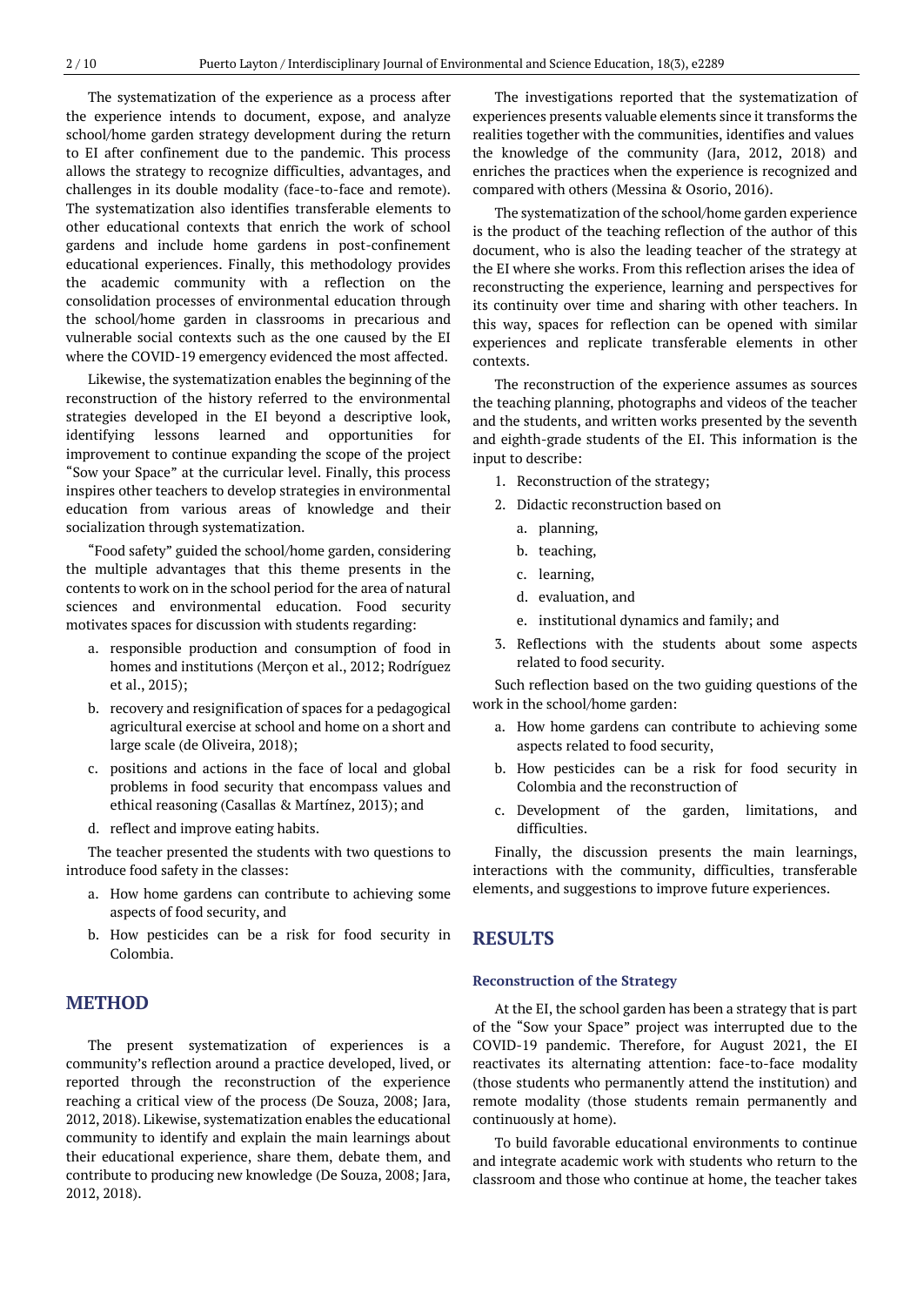The systematization of the experience as a process after the experience intends to document, expose, and analyze school/home garden strategy development during the return to EI after confinement due to the pandemic. This process allows the strategy to recognize difficulties, advantages, and challenges in its double modality (face-to-face and remote). The systematization also identifies transferable elements to other educational contexts that enrich the work of school gardens and include home gardens in post-confinement educational experiences. Finally, this methodology provides the academic community with a reflection on the consolidation processes of environmental education through the school/home garden in classrooms in precarious and vulnerable social contexts such as the one caused by the EI where the COVID-19 emergency evidenced the most affected.

Likewise, the systematization enables the beginning of the reconstruction of the history referred to the environmental strategies developed in the EI beyond a descriptive look, identifying lessons learned and opportunities for improvement to continue expanding the scope of the project "Sow your Space" at the curricular level. Finally, this process inspires other teachers to develop strategies in environmental education from various areas of knowledge and their socialization through systematization.

"Food safety" guided the school/home garden, considering the multiple advantages that this theme presents in the contents to work on in the school period for the area of natural sciences and environmental education. Food security motivates spaces for discussion with students regarding:

a. responsible production and consumption of food in homes and institutions (Merçon et al., 2012; Rodríguez et al., 2015);
b. recovery and resignification of spaces for a pedagogical agricultural exercise at school and home on a short and large scale (de Oliveira, 2018);
c. positions and actions in the face of local and global problems in food security that encompass values and ethical reasoning (Casallas & Martínez, 2013); and
d. reflect and improve eating habits.

The teacher presented the students with two questions to introduce food safety in the classes:

a. How home gardens can contribute to achieving some aspects of food security, and
b. How pesticides can be a risk for food security in Colombia.

## METHOD

The present systematization of experiences is a community's reflection around a practice developed, lived, or reported through the reconstruction of the experience reaching a critical view of the process (De Souza, 2008; Jara, 2012, 2018). Likewise, systematization enables the educational community to identify and explain the main learnings about their educational experience, share them, debate them, and contribute to producing new knowledge (De Souza, 2008; Jara, 2012, 2018).

The investigations reported that the systematization of experiences presents valuable elements since it transforms the realities together with the communities, identifies and values the knowledge of the community (Jara, 2012, 2018) and enriches the practices when the experience is recognized and compared with others (Messina & Osorio, 2016).

The systematization of the school/home garden experience is the product of the teaching reflection of the author of this document, who is also the leading teacher of the strategy at the EI where she works. From this reflection arises the idea of reconstructing the experience, learning and perspectives for its continuity over time and sharing with other teachers. In this way, spaces for reflection can be opened with similar experiences and replicate transferable elements in other contexts.

The reconstruction of the experience assumes as sources the teaching planning, photographs and videos of the teacher and the students, and written works presented by the seventh and eighth-grade students of the EI. This information is the input to describe:

1. Reconstruction of the strategy;
2. Didactic reconstruction based on
   a. planning,
   b. teaching,
   c. learning,
   d. evaluation, and
   e. institutional dynamics and family; and
3. Reflections with the students about some aspects related to food security.

Such reflection based on the two guiding questions of the work in the school/home garden:

a. How home gardens can contribute to achieving some aspects related to food security,
b. How pesticides can be a risk for food security in Colombia and the reconstruction of
c. Development of the garden, limitations, and difficulties.

Finally, the discussion presents the main learnings, interactions with the community, difficulties, transferable elements, and suggestions to improve future experiences.

## RESULTS

### Reconstruction of the Strategy

At the EI, the school garden has been a strategy that is part of the "Sow your Space" project was interrupted due to the COVID-19 pandemic. Therefore, for August 2021, the EI reactivates its alternating attention: face-to-face modality (those students who permanently attend the institution) and remote modality (those students remain permanently and continuously at home).

To build favorable educational environments to continue and integrate academic work with students who return to the classroom and those who continue at home, the teacher takes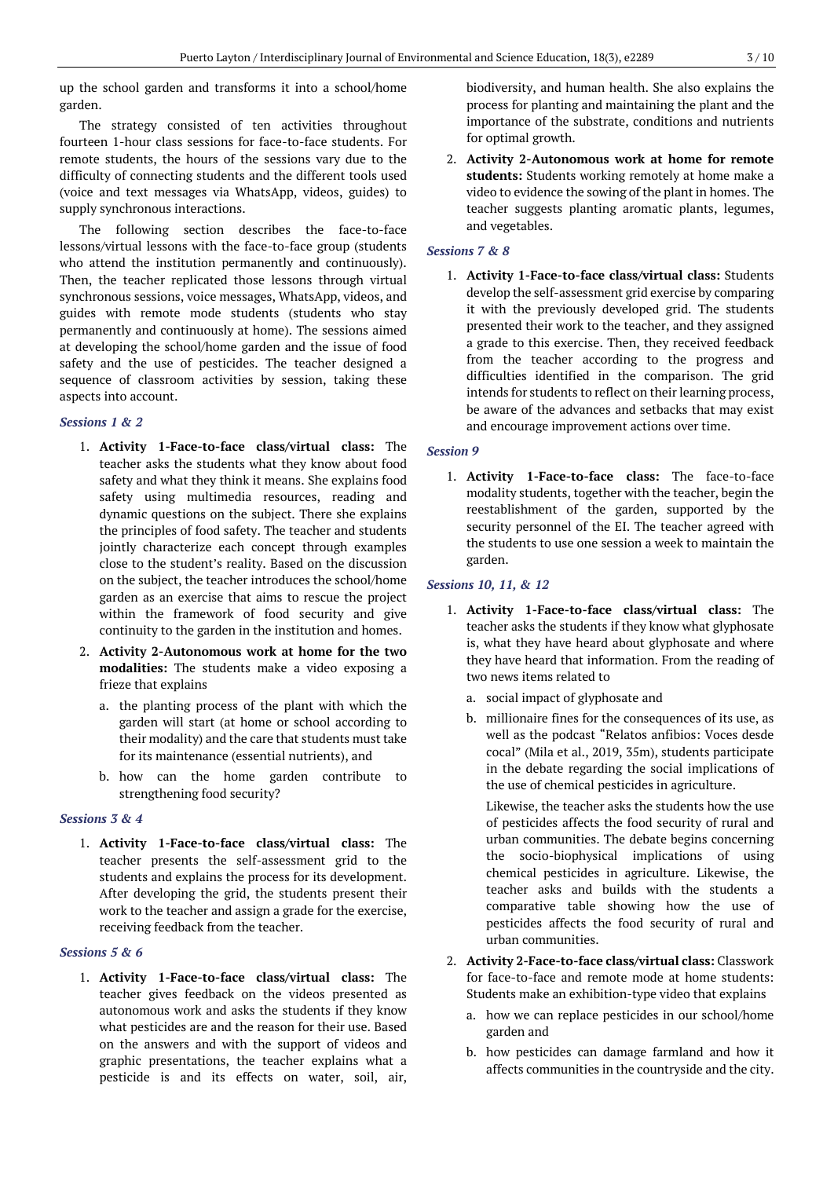up the school garden and transforms it into a school/home garden.

The strategy consisted of ten activities throughout fourteen 1-hour class sessions for face-to-face students. For remote students, the hours of the sessions vary due to the difficulty of connecting students and the different tools used (voice and text messages via WhatsApp, videos, guides) to supply synchronous interactions.

The following section describes the face-to-face lessons/virtual lessons with the face-to-face group (students who attend the institution permanently and continuously). Then, the teacher replicated those lessons through virtual synchronous sessions, voice messages, WhatsApp, videos, and guides with remote mode students (students who stay permanently and continuously at home). The sessions aimed at developing the school/home garden and the issue of food safety and the use of pesticides. The teacher designed a sequence of classroom activities by session, taking these aspects into account.

### *Sessions 1 & 2*

1. **Activity 1-Face-to-face class/virtual class:** The teacher asks the students what they know about food safety and what they think it means. She explains food safety using multimedia resources, reading and dynamic questions on the subject. There she explains the principles of food safety. The teacher and students jointly characterize each concept through examples close to the student's reality. Based on the discussion on the subject, the teacher introduces the school/home garden as an exercise that aims to rescue the project within the framework of food security and give continuity to the garden in the institution and homes.
2. **Activity 2-Autonomous work at home for the two modalities:** The students make a video exposing a frieze that explains
   a. the planting process of the plant with which the garden will start (at home or school according to their modality) and the care that students must take for its maintenance (essential nutrients), and
   b. how can the home garden contribute to strengthening food security?

### *Sessions 3 & 4*

1. **Activity 1-Face-to-face class/virtual class:** The teacher presents the self-assessment grid to the students and explains the process for its development. After developing the grid, the students present their work to the teacher and assign a grade for the exercise, receiving feedback from the teacher.

### *Sessions 5 & 6*

1. **Activity 1-Face-to-face class/virtual class:** The teacher gives feedback on the videos presented as autonomous work and asks the students if they know what pesticides are and the reason for their use. Based on the answers and with the support of videos and graphic presentations, the teacher explains what a pesticide is and its effects on water, soil, air, biodiversity, and human health. She also explains the process for planting and maintaining the plant and the importance of the substrate, conditions and nutrients for optimal growth.
2. **Activity 2-Autonomous work at home for remote students:** Students working remotely at home make a video to evidence the sowing of the plant in homes. The teacher suggests planting aromatic plants, legumes, and vegetables.

### *Sessions 7 & 8*

1. **Activity 1-Face-to-face class/virtual class:** Students develop the self-assessment grid exercise by comparing it with the previously developed grid. The students presented their work to the teacher, and they assigned a grade to this exercise. Then, they received feedback from the teacher according to the progress and difficulties identified in the comparison. The grid intends for students to reflect on their learning process, be aware of the advances and setbacks that may exist and encourage improvement actions over time.

### *Session 9*

1. **Activity 1-Face-to-face class:** The face-to-face modality students, together with the teacher, begin the reestablishment of the garden, supported by the security personnel of the EI. The teacher agreed with the students to use one session a week to maintain the garden.

### *Sessions 10, 11, & 12*

1. **Activity 1-Face-to-face class/virtual class:** The teacher asks the students if they know what glyphosate is, what they have heard about glyphosate and where they have heard that information. From the reading of two news items related to
   a. social impact of glyphosate and
   b. millionaire fines for the consequences of its use, as well as the podcast "Relatos anfibios: Voces desde cocal" (Mila et al., 2019, 35m), students participate in the debate regarding the social implications of the use of chemical pesticides in agriculture.

   Likewise, the teacher asks the students how the use of pesticides affects the food security of rural and urban communities. The debate begins concerning the socio-biophysical implications of using chemical pesticides in agriculture. Likewise, the teacher asks and builds with the students a comparative table showing how the use of pesticides affects the food security of rural and urban communities.
2. **Activity 2-Face-to-face class/virtual class:** Classwork for face-to-face and remote mode at home students: Students make an exhibition-type video that explains
   a. how we can replace pesticides in our school/home garden and
   b. how pesticides can damage farmland and how it affects communities in the countryside and the city.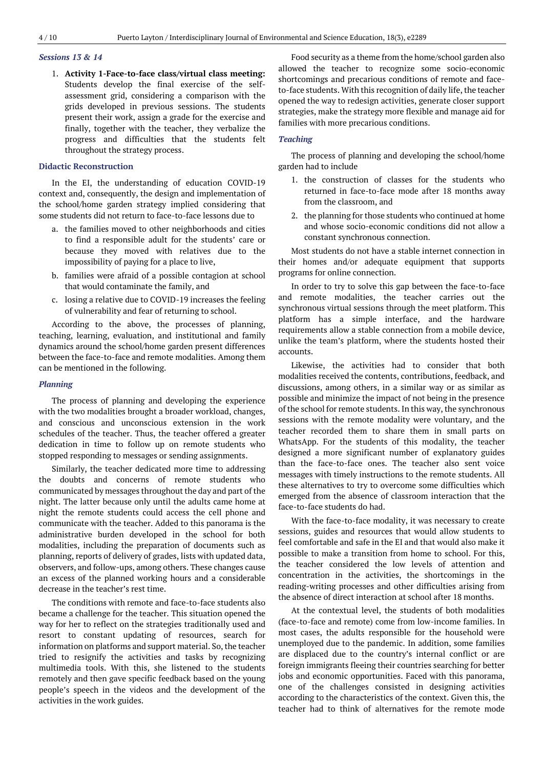### *Sessions 13 & 14*

1. **Activity 1-Face-to-face class/virtual class meeting:** Students develop the final exercise of the self-assessment grid, considering a comparison with the grids developed in previous sessions. The students present their work, assign a grade for the exercise and finally, together with the teacher, they verbalize the progress and difficulties that the students felt throughout the strategy process.

### Didactic Reconstruction

In the EI, the understanding of education COVID-19 context and, consequently, the design and implementation of the school/home garden strategy implied considering that some students did not return to face-to-face lessons due to

a. the families moved to other neighborhoods and cities to find a responsible adult for the students' care or because they moved with relatives due to the impossibility of paying for a place to live,
b. families were afraid of a possible contagion at school that would contaminate the family, and
c. losing a relative due to COVID-19 increases the feeling of vulnerability and fear of returning to school.

According to the above, the processes of planning, teaching, learning, evaluation, and institutional and family dynamics around the school/home garden present differences between the face-to-face and remote modalities. Among them can be mentioned in the following.

### *Planning*

The process of planning and developing the experience with the two modalities brought a broader workload, changes, and conscious and unconscious extension in the work schedules of the teacher. Thus, the teacher offered a greater dedication in time to follow up on remote students who stopped responding to messages or sending assignments.

Similarly, the teacher dedicated more time to addressing the doubts and concerns of remote students who communicated by messages throughout the day and part of the night. The latter because only until the adults came home at night the remote students could access the cell phone and communicate with the teacher. Added to this panorama is the administrative burden developed in the school for both modalities, including the preparation of documents such as planning, reports of delivery of grades, lists with updated data, observers, and follow-ups, among others. These changes cause an excess of the planned working hours and a considerable decrease in the teacher's rest time.

The conditions with remote and face-to-face students also became a challenge for the teacher. This situation opened the way for her to reflect on the strategies traditionally used and resort to constant updating of resources, search for information on platforms and support material. So, the teacher tried to resignify the activities and tasks by recognizing multimedia tools. With this, she listened to the students remotely and then gave specific feedback based on the young people's speech in the videos and the development of the activities in the work guides.

Food security as a theme from the home/school garden also allowed the teacher to recognize some socio-economic shortcomings and precarious conditions of remote and face-to-face students. With this recognition of daily life, the teacher opened the way to redesign activities, generate closer support strategies, make the strategy more flexible and manage aid for families with more precarious conditions.

### *Teaching*

The process of planning and developing the school/home garden had to include

1. the construction of classes for the students who returned in face-to-face mode after 18 months away from the classroom, and
2. the planning for those students who continued at home and whose socio-economic conditions did not allow a constant synchronous connection.

Most students do not have a stable internet connection in their homes and/or adequate equipment that supports programs for online connection.

In order to try to solve this gap between the face-to-face and remote modalities, the teacher carries out the synchronous virtual sessions through the meet platform. This platform has a simple interface, and the hardware requirements allow a stable connection from a mobile device, unlike the team's platform, where the students hosted their accounts.

Likewise, the activities had to consider that both modalities received the contents, contributions, feedback, and discussions, among others, in a similar way or as similar as possible and minimize the impact of not being in the presence of the school for remote students. In this way, the synchronous sessions with the remote modality were voluntary, and the teacher recorded them to share them in small parts on WhatsApp. For the students of this modality, the teacher designed a more significant number of explanatory guides than the face-to-face ones. The teacher also sent voice messages with timely instructions to the remote students. All these alternatives to try to overcome some difficulties which emerged from the absence of classroom interaction that the face-to-face students do had.

With the face-to-face modality, it was necessary to create sessions, guides and resources that would allow students to feel comfortable and safe in the EI and that would also make it possible to make a transition from home to school. For this, the teacher considered the low levels of attention and concentration in the activities, the shortcomings in the reading-writing processes and other difficulties arising from the absence of direct interaction at school after 18 months.

At the contextual level, the students of both modalities (face-to-face and remote) come from low-income families. In most cases, the adults responsible for the household were unemployed due to the pandemic. In addition, some families are displaced due to the country's internal conflict or are foreign immigrants fleeing their countries searching for better jobs and economic opportunities. Faced with this panorama, one of the challenges consisted in designing activities according to the characteristics of the context. Given this, the teacher had to think of alternatives for the remote mode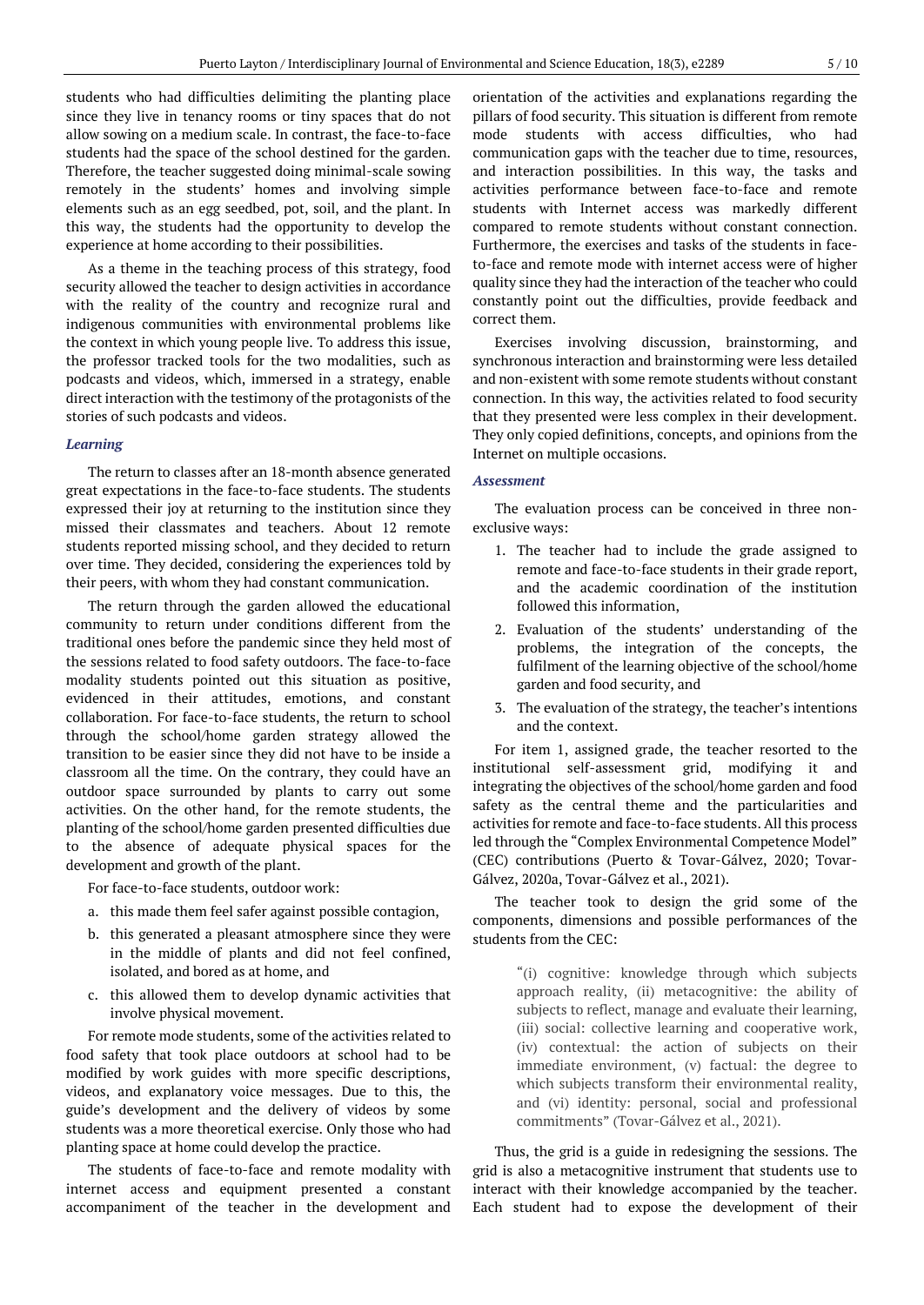students who had difficulties delimiting the planting place since they live in tenancy rooms or tiny spaces that do not allow sowing on a medium scale. In contrast, the face-to-face students had the space of the school destined for the garden. Therefore, the teacher suggested doing minimal-scale sowing remotely in the students' homes and involving simple elements such as an egg seedbed, pot, soil, and the plant. In this way, the students had the opportunity to develop the experience at home according to their possibilities.

As a theme in the teaching process of this strategy, food security allowed the teacher to design activities in accordance with the reality of the country and recognize rural and indigenous communities with environmental problems like the context in which young people live. To address this issue, the professor tracked tools for the two modalities, such as podcasts and videos, which, immersed in a strategy, enable direct interaction with the testimony of the protagonists of the stories of such podcasts and videos.

### *Learning*

The return to classes after an 18-month absence generated great expectations in the face-to-face students. The students expressed their joy at returning to the institution since they missed their classmates and teachers. About 12 remote students reported missing school, and they decided to return over time. They decided, considering the experiences told by their peers, with whom they had constant communication.

The return through the garden allowed the educational community to return under conditions different from the traditional ones before the pandemic since they held most of the sessions related to food safety outdoors. The face-to-face modality students pointed out this situation as positive, evidenced in their attitudes, emotions, and constant collaboration. For face-to-face students, the return to school through the school/home garden strategy allowed the transition to be easier since they did not have to be inside a classroom all the time. On the contrary, they could have an outdoor space surrounded by plants to carry out some activities. On the other hand, for the remote students, the planting of the school/home garden presented difficulties due to the absence of adequate physical spaces for the development and growth of the plant.

For face-to-face students, outdoor work:

a. this made them feel safer against possible contagion,
b. this generated a pleasant atmosphere since they were in the middle of plants and did not feel confined, isolated, and bored as at home, and
c. this allowed them to develop dynamic activities that involve physical movement.

For remote mode students, some of the activities related to food safety that took place outdoors at school had to be modified by work guides with more specific descriptions, videos, and explanatory voice messages. Due to this, the guide's development and the delivery of videos by some students was a more theoretical exercise. Only those who had planting space at home could develop the practice.

The students of face-to-face and remote modality with internet access and equipment presented a constant accompaniment of the teacher in the development and orientation of the activities and explanations regarding the pillars of food security. This situation is different from remote mode students with access difficulties, who had communication gaps with the teacher due to time, resources, and interaction possibilities. In this way, the tasks and activities performance between face-to-face and remote students with Internet access was markedly different compared to remote students without constant connection. Furthermore, the exercises and tasks of the students in face-to-face and remote mode with internet access were of higher quality since they had the interaction of the teacher who could constantly point out the difficulties, provide feedback and correct them.

Exercises involving discussion, brainstorming, and synchronous interaction and brainstorming were less detailed and non-existent with some remote students without constant connection. In this way, the activities related to food security that they presented were less complex in their development. They only copied definitions, concepts, and opinions from the Internet on multiple occasions.

### *Assessment*

The evaluation process can be conceived in three non-exclusive ways:

1. The teacher had to include the grade assigned to remote and face-to-face students in their grade report, and the academic coordination of the institution followed this information,
2. Evaluation of the students' understanding of the problems, the integration of the concepts, the fulfilment of the learning objective of the school/home garden and food security, and
3. The evaluation of the strategy, the teacher's intentions and the context.

For item 1, assigned grade, the teacher resorted to the institutional self-assessment grid, modifying it and integrating the objectives of the school/home garden and food safety as the central theme and the particularities and activities for remote and face-to-face students. All this process led through the "Complex Environmental Competence Model" (CEC) contributions (Puerto & Tovar-Gálvez, 2020; Tovar-Gálvez, 2020a, Tovar-Gálvez et al., 2021).

The teacher took to design the grid some of the components, dimensions and possible performances of the students from the CEC:

> "(i) cognitive: knowledge through which subjects approach reality, (ii) metacognitive: the ability of subjects to reflect, manage and evaluate their learning, (iii) social: collective learning and cooperative work, (iv) contextual: the action of subjects on their immediate environment, (v) factual: the degree to which subjects transform their environmental reality, and (vi) identity: personal, social and professional commitments" (Tovar-Gálvez et al., 2021).

Thus, the grid is a guide in redesigning the sessions. The grid is also a metacognitive instrument that students use to interact with their knowledge accompanied by the teacher. Each student had to expose the development of their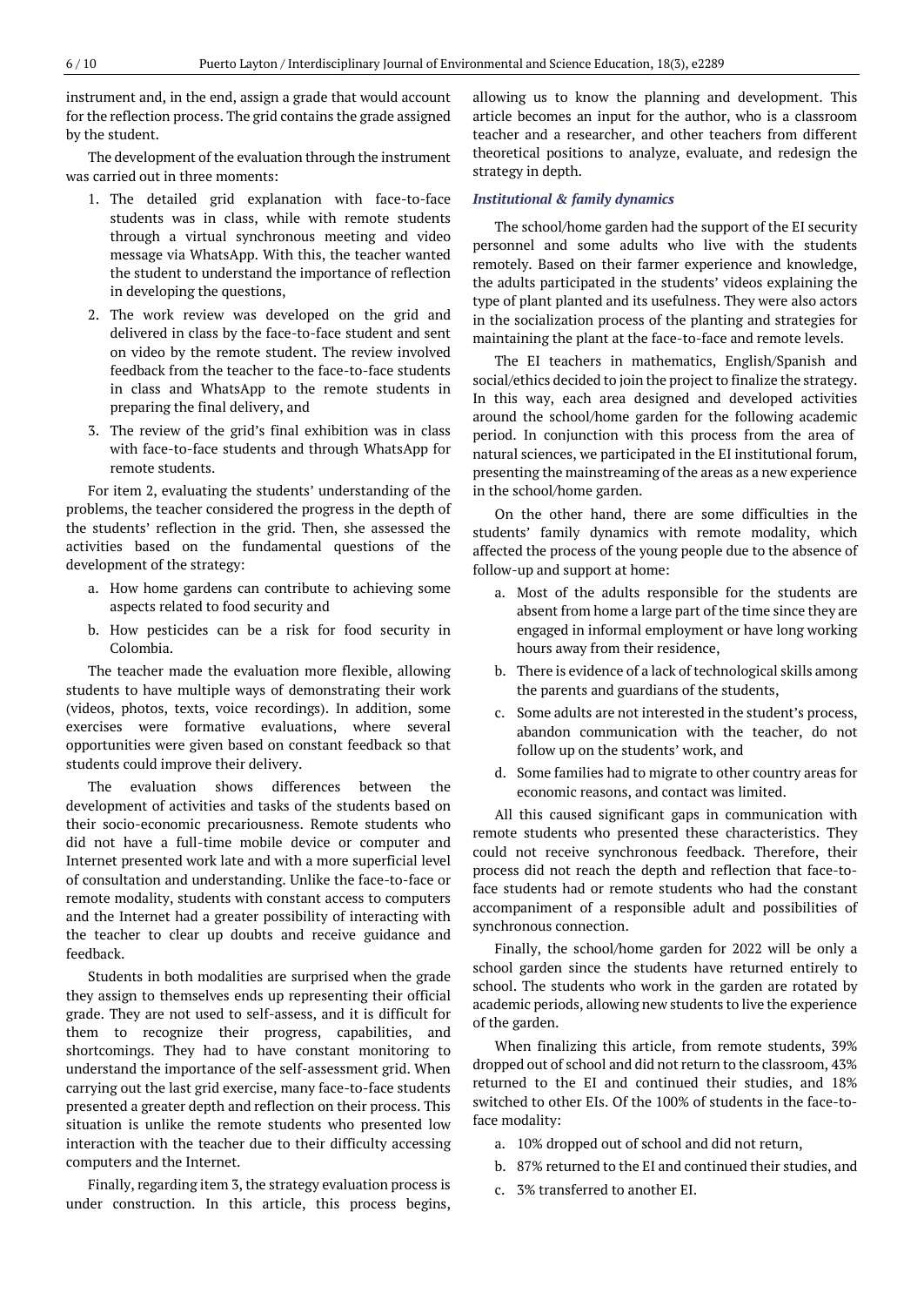instrument and, in the end, assign a grade that would account for the reflection process. The grid contains the grade assigned by the student.

The development of the evaluation through the instrument was carried out in three moments:

1. The detailed grid explanation with face-to-face students was in class, while with remote students through a virtual synchronous meeting and video message via WhatsApp. With this, the teacher wanted the student to understand the importance of reflection in developing the questions,
2. The work review was developed on the grid and delivered in class by the face-to-face student and sent on video by the remote student. The review involved feedback from the teacher to the face-to-face students in class and WhatsApp to the remote students in preparing the final delivery, and
3. The review of the grid's final exhibition was in class with face-to-face students and through WhatsApp for remote students.

For item 2, evaluating the students' understanding of the problems, the teacher considered the progress in the depth of the students' reflection in the grid. Then, she assessed the activities based on the fundamental questions of the development of the strategy:

a. How home gardens can contribute to achieving some aspects related to food security and
b. How pesticides can be a risk for food security in Colombia.

The teacher made the evaluation more flexible, allowing students to have multiple ways of demonstrating their work (videos, photos, texts, voice recordings). In addition, some exercises were formative evaluations, where several opportunities were given based on constant feedback so that students could improve their delivery.

The evaluation shows differences between the development of activities and tasks of the students based on their socio-economic precariousness. Remote students who did not have a full-time mobile device or computer and Internet presented work late and with a more superficial level of consultation and understanding. Unlike the face-to-face or remote modality, students with constant access to computers and the Internet had a greater possibility of interacting with the teacher to clear up doubts and receive guidance and feedback.

Students in both modalities are surprised when the grade they assign to themselves ends up representing their official grade. They are not used to self-assess, and it is difficult for them to recognize their progress, capabilities, and shortcomings. They had to have constant monitoring to understand the importance of the self-assessment grid. When carrying out the last grid exercise, many face-to-face students presented a greater depth and reflection on their process. This situation is unlike the remote students who presented low interaction with the teacher due to their difficulty accessing computers and the Internet.

Finally, regarding item 3, the strategy evaluation process is under construction. In this article, this process begins, allowing us to know the planning and development. This article becomes an input for the author, who is a classroom teacher and a researcher, and other teachers from different theoretical positions to analyze, evaluate, and redesign the strategy in depth.

### *Institutional & family dynamics*

The school/home garden had the support of the EI security personnel and some adults who live with the students remotely. Based on their farmer experience and knowledge, the adults participated in the students' videos explaining the type of plant planted and its usefulness. They were also actors in the socialization process of the planting and strategies for maintaining the plant at the face-to-face and remote levels.

The EI teachers in mathematics, English/Spanish and social/ethics decided to join the project to finalize the strategy. In this way, each area designed and developed activities around the school/home garden for the following academic period. In conjunction with this process from the area of natural sciences, we participated in the EI institutional forum, presenting the mainstreaming of the areas as a new experience in the school/home garden.

On the other hand, there are some difficulties in the students' family dynamics with remote modality, which affected the process of the young people due to the absence of follow-up and support at home:

a. Most of the adults responsible for the students are absent from home a large part of the time since they are engaged in informal employment or have long working hours away from their residence,
b. There is evidence of a lack of technological skills among the parents and guardians of the students,
c. Some adults are not interested in the student's process, abandon communication with the teacher, do not follow up on the students' work, and
d. Some families had to migrate to other country areas for economic reasons, and contact was limited.

All this caused significant gaps in communication with remote students who presented these characteristics. They could not receive synchronous feedback. Therefore, their process did not reach the depth and reflection that face-to-face students had or remote students who had the constant accompaniment of a responsible adult and possibilities of synchronous connection.

Finally, the school/home garden for 2022 will be only a school garden since the students have returned entirely to school. The students who work in the garden are rotated by academic periods, allowing new students to live the experience of the garden.

When finalizing this article, from remote students, 39% dropped out of school and did not return to the classroom, 43% returned to the EI and continued their studies, and 18% switched to other EIs. Of the 100% of students in the face-to-face modality:

a. 10% dropped out of school and did not return,
b. 87% returned to the EI and continued their studies, and
c. 3% transferred to another EI.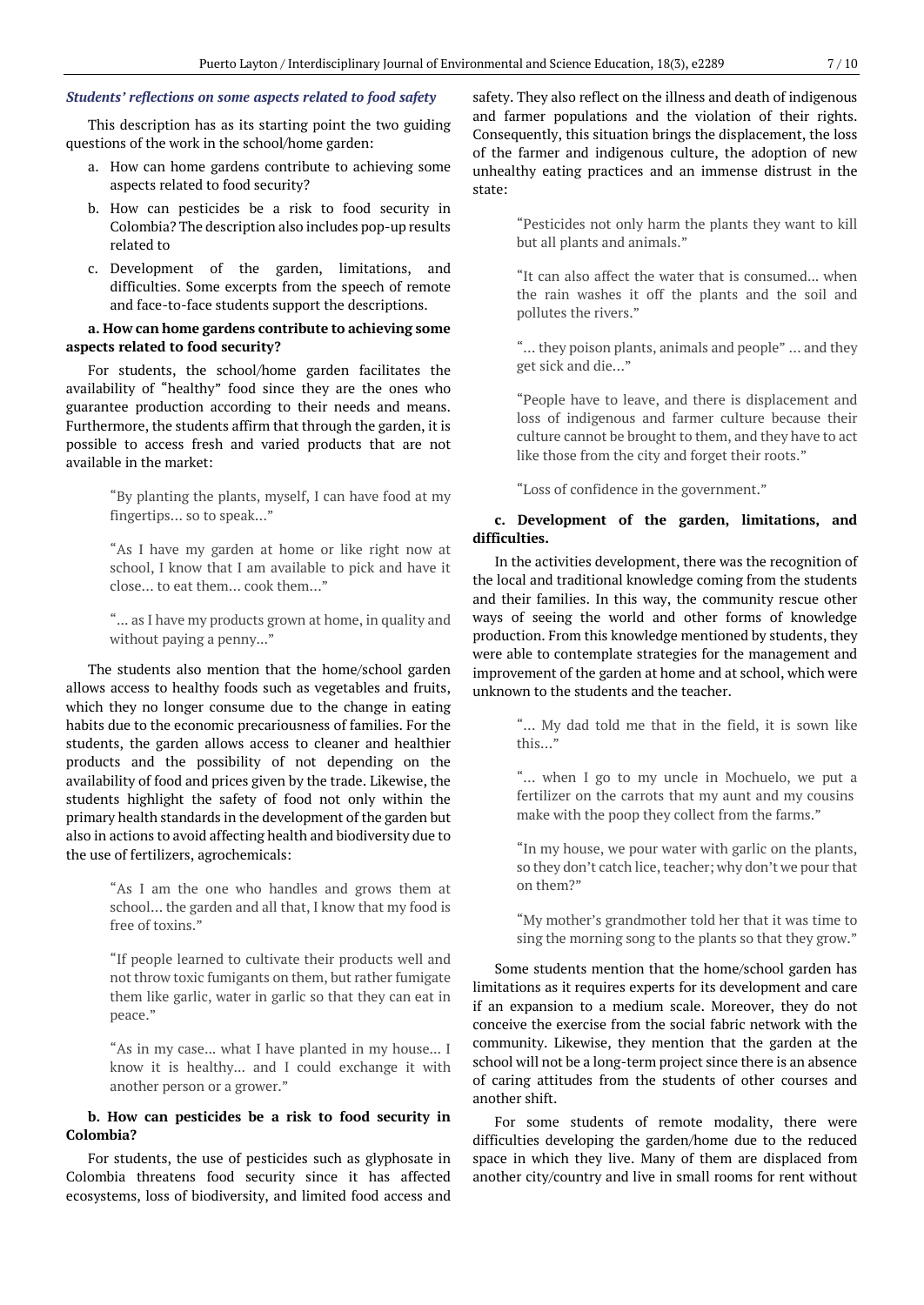### *Students' reflections on some aspects related to food safety*

This description has as its starting point the two guiding questions of the work in the school/home garden:

a. How can home gardens contribute to achieving some aspects related to food security?
b. How can pesticides be a risk to food security in Colombia? The description also includes pop-up results related to
c. Development of the garden, limitations, and difficulties. Some excerpts from the speech of remote and face-to-face students support the descriptions.

**a. How can home gardens contribute to achieving some aspects related to food security?**

For students, the school/home garden facilitates the availability of "healthy" food since they are the ones who guarantee production according to their needs and means. Furthermore, the students affirm that through the garden, it is possible to access fresh and varied products that are not available in the market:

> "By planting the plants, myself, I can have food at my fingertips... so to speak..."

> "As I have my garden at home or like right now at school, I know that I am available to pick and have it close... to eat them... cook them..."

> "... as I have my products grown at home, in quality and without paying a penny..."

The students also mention that the home/school garden allows access to healthy foods such as vegetables and fruits, which they no longer consume due to the change in eating habits due to the economic precariousness of families. For the students, the garden allows access to cleaner and healthier products and the possibility of not depending on the availability of food and prices given by the trade. Likewise, the students highlight the safety of food not only within the primary health standards in the development of the garden but also in actions to avoid affecting health and biodiversity due to the use of fertilizers, agrochemicals:

> "As I am the one who handles and grows them at school... the garden and all that, I know that my food is free of toxins."

> "If people learned to cultivate their products well and not throw toxic fumigants on them, but rather fumigate them like garlic, water in garlic so that they can eat in peace."

> "As in my case... what I have planted in my house... I know it is healthy... and I could exchange it with another person or a grower."

**b. How can pesticides be a risk to food security in Colombia?**

For students, the use of pesticides such as glyphosate in Colombia threatens food security since it has affected ecosystems, loss of biodiversity, and limited food access and safety. They also reflect on the illness and death of indigenous and farmer populations and the violation of their rights. Consequently, this situation brings the displacement, the loss of the farmer and indigenous culture, the adoption of new unhealthy eating practices and an immense distrust in the state:

> "Pesticides not only harm the plants they want to kill but all plants and animals."

> "It can also affect the water that is consumed... when the rain washes it off the plants and the soil and pollutes the rivers."

> "... they poison plants, animals and people" ... and they get sick and die..."

> "People have to leave, and there is displacement and loss of indigenous and farmer culture because their culture cannot be brought to them, and they have to act like those from the city and forget their roots."

> "Loss of confidence in the government."

**c. Development of the garden, limitations, and difficulties.**

In the activities development, there was the recognition of the local and traditional knowledge coming from the students and their families. In this way, the community rescue other ways of seeing the world and other forms of knowledge production. From this knowledge mentioned by students, they were able to contemplate strategies for the management and improvement of the garden at home and at school, which were unknown to the students and the teacher.

> "... My dad told me that in the field, it is sown like this..."

> "... when I go to my uncle in Mochuelo, we put a fertilizer on the carrots that my aunt and my cousins make with the poop they collect from the farms."

> "In my house, we pour water with garlic on the plants, so they don't catch lice, teacher; why don't we pour that on them?"

> "My mother's grandmother told her that it was time to sing the morning song to the plants so that they grow."

Some students mention that the home/school garden has limitations as it requires experts for its development and care if an expansion to a medium scale. Moreover, they do not conceive the exercise from the social fabric network with the community. Likewise, they mention that the garden at the school will not be a long-term project since there is an absence of caring attitudes from the students of other courses and another shift.

For some students of remote modality, there were difficulties developing the garden/home due to the reduced space in which they live. Many of them are displaced from another city/country and live in small rooms for rent without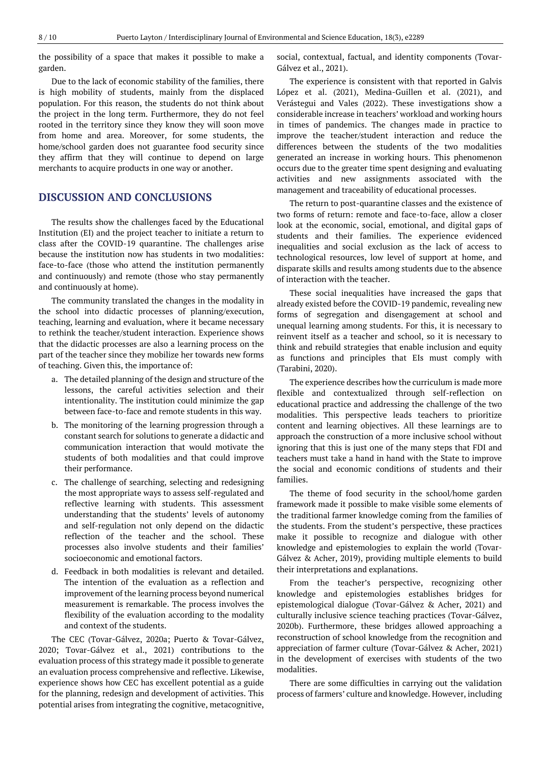the possibility of a space that makes it possible to make a garden.

Due to the lack of economic stability of the families, there is high mobility of students, mainly from the displaced population. For this reason, the students do not think about the project in the long term. Furthermore, they do not feel rooted in the territory since they know they will soon move from home and area. Moreover, for some students, the home/school garden does not guarantee food security since they affirm that they will continue to depend on large merchants to acquire products in one way or another.

## DISCUSSION AND CONCLUSIONS

The results show the challenges faced by the Educational Institution (EI) and the project teacher to initiate a return to class after the COVID-19 quarantine. The challenges arise because the institution now has students in two modalities: face-to-face (those who attend the institution permanently and continuously) and remote (those who stay permanently and continuously at home).

The community translated the changes in the modality in the school into didactic processes of planning/execution, teaching, learning and evaluation, where it became necessary to rethink the teacher/student interaction. Experience shows that the didactic processes are also a learning process on the part of the teacher since they mobilize her towards new forms of teaching. Given this, the importance of:

a. The detailed planning of the design and structure of the lessons, the careful activities selection and their intentionality. The institution could minimize the gap between face-to-face and remote students in this way.
b. The monitoring of the learning progression through a constant search for solutions to generate a didactic and communication interaction that would motivate the students of both modalities and that could improve their performance.
c. The challenge of searching, selecting and redesigning the most appropriate ways to assess self-regulated and reflective learning with students. This assessment understanding that the students' levels of autonomy and self-regulation not only depend on the didactic reflection of the teacher and the school. These processes also involve students and their families' socioeconomic and emotional factors.
d. Feedback in both modalities is relevant and detailed. The intention of the evaluation as a reflection and improvement of the learning process beyond numerical measurement is remarkable. The process involves the flexibility of the evaluation according to the modality and context of the students.

The CEC (Tovar-Gálvez, 2020a; Puerto & Tovar-Gálvez, 2020; Tovar-Gálvez et al., 2021) contributions to the evaluation process of this strategy made it possible to generate an evaluation process comprehensive and reflective. Likewise, experience shows how CEC has excellent potential as a guide for the planning, redesign and development of activities. This potential arises from integrating the cognitive, metacognitive, social, contextual, factual, and identity components (Tovar-Gálvez et al., 2021).

The experience is consistent with that reported in Galvis López et al. (2021), Medina-Guillen et al. (2021), and Verástegui and Vales (2022). These investigations show a considerable increase in teachers' workload and working hours in times of pandemics. The changes made in practice to improve the teacher/student interaction and reduce the differences between the students of the two modalities generated an increase in working hours. This phenomenon occurs due to the greater time spent designing and evaluating activities and new assignments associated with the management and traceability of educational processes.

The return to post-quarantine classes and the existence of two forms of return: remote and face-to-face, allow a closer look at the economic, social, emotional, and digital gaps of students and their families. The experience evidenced inequalities and social exclusion as the lack of access to technological resources, low level of support at home, and disparate skills and results among students due to the absence of interaction with the teacher.

These social inequalities have increased the gaps that already existed before the COVID-19 pandemic, revealing new forms of segregation and disengagement at school and unequal learning among students. For this, it is necessary to reinvent itself as a teacher and school, so it is necessary to think and rebuild strategies that enable inclusion and equity as functions and principles that EIs must comply with (Tarabini, 2020).

The experience describes how the curriculum is made more flexible and contextualized through self-reflection on educational practice and addressing the challenge of the two modalities. This perspective leads teachers to prioritize content and learning objectives. All these learnings are to approach the construction of a more inclusive school without ignoring that this is just one of the many steps that FDI and teachers must take a hand in hand with the State to improve the social and economic conditions of students and their families.

The theme of food security in the school/home garden framework made it possible to make visible some elements of the traditional farmer knowledge coming from the families of the students. From the student's perspective, these practices make it possible to recognize and dialogue with other knowledge and epistemologies to explain the world (Tovar-Gálvez & Acher, 2019), providing multiple elements to build their interpretations and explanations.

From the teacher's perspective, recognizing other knowledge and epistemologies establishes bridges for epistemological dialogue (Tovar-Gálvez & Acher, 2021) and culturally inclusive science teaching practices (Tovar-Gálvez, 2020b). Furthermore, these bridges allowed approaching a reconstruction of school knowledge from the recognition and appreciation of farmer culture (Tovar-Gálvez & Acher, 2021) in the development of exercises with students of the two modalities.

There are some difficulties in carrying out the validation process of farmers' culture and knowledge. However, including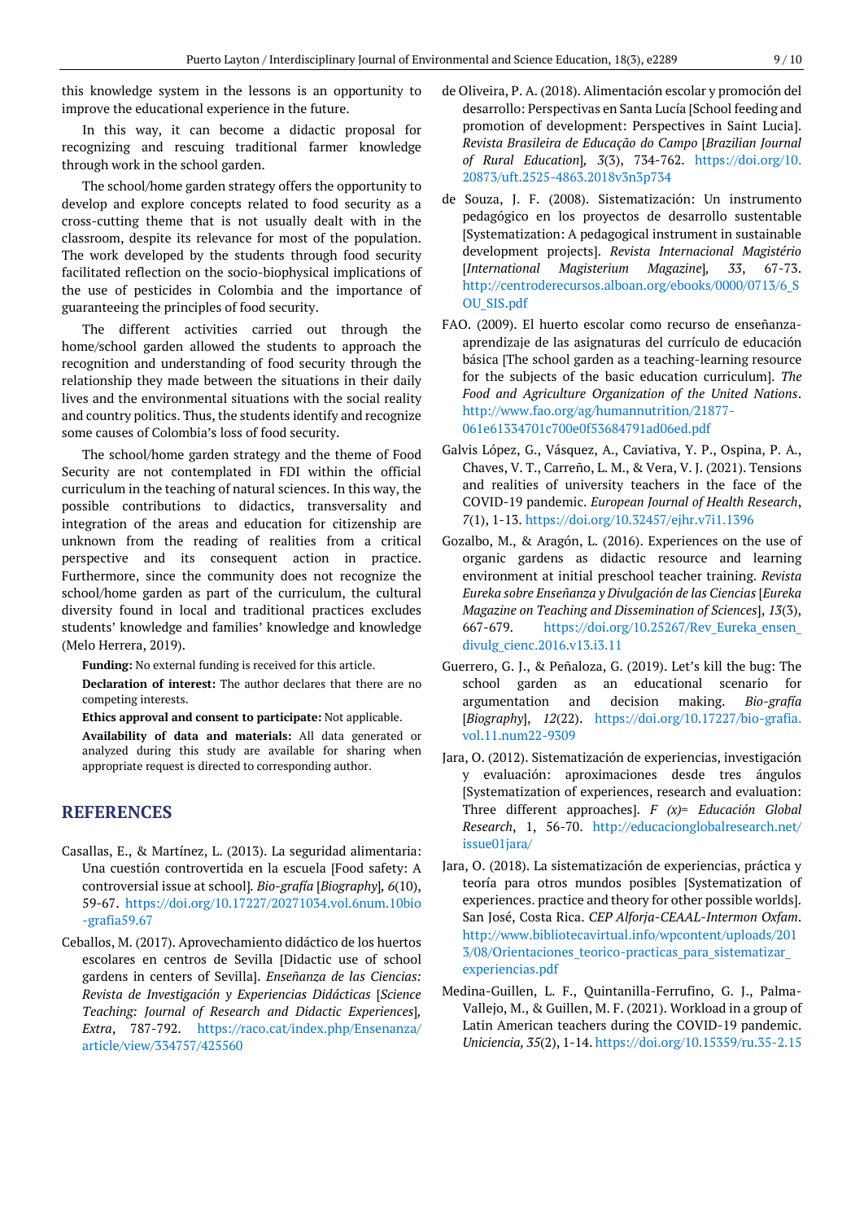this knowledge system in the lessons is an opportunity to improve the educational experience in the future.

In this way, it can become a didactic proposal for recognizing and rescuing traditional farmer knowledge through work in the school garden.

The school/home garden strategy offers the opportunity to develop and explore concepts related to food security as a cross-cutting theme that is not usually dealt with in the classroom, despite its relevance for most of the population. The work developed by the students through food security facilitated reflection on the socio-biophysical implications of the use of pesticides in Colombia and the importance of guaranteeing the principles of food security.

The different activities carried out through the home/school garden allowed the students to approach the recognition and understanding of food security through the relationship they made between the situations in their daily lives and the environmental situations with the social reality and country politics. Thus, the students identify and recognize some causes of Colombia's loss of food security.

The school/home garden strategy and the theme of Food Security are not contemplated in FDI within the official curriculum in the teaching of natural sciences. In this way, the possible contributions to didactics, transversality and integration of the areas and education for citizenship are unknown from the reading of realities from a critical perspective and its consequent action in practice. Furthermore, since the community does not recognize the school/home garden as part of the curriculum, the cultural diversity found in local and traditional practices excludes students' knowledge and families' knowledge and knowledge (Melo Herrera, 2019).

**Funding:** No external funding is received for this article.

**Declaration of interest:** The author declares that there are no competing interests.

**Ethics approval and consent to participate:** Not applicable.

**Availability of data and materials:** All data generated or analyzed during this study are available for sharing when appropriate request is directed to corresponding author.

## REFERENCES

Casallas, E., & Martínez, L. (2013). La seguridad alimentaria: Una cuestión controvertida en la escuela [Food safety: A controversial issue at school]. *Bio-grafía* [*Biography*], *6*(10), 59-67. https://doi.org/10.17227/20271034.vol.6num.10bio-grafia59.67

Ceballos, M. (2017). Aprovechamiento didáctico de los huertos escolares en centros de Sevilla [Didactic use of school gardens in centers of Sevilla]. *Enseñanza de las Ciencias: Revista de Investigación y Experiencias Didácticas* [*Science Teaching: Journal of Research and Didactic Experiences*], *Extra*, 787-792. https://raco.cat/index.php/Ensenanza/article/view/334757/425560

de Oliveira, P. A. (2018). Alimentación escolar y promoción del desarrollo: Perspectivas en Santa Lucía [School feeding and promotion of development: Perspectives in Saint Lucia]. *Revista Brasileira de Educação do Campo* [*Brazilian Journal of Rural Education*], *3*(3), 734-762. https://doi.org/10.20873/uft.2525-4863.2018v3n3p734

de Souza, J. F. (2008). Sistematización: Un instrumento pedagógico en los proyectos de desarrollo sustentable [Systematization: A pedagogical instrument in sustainable development projects]. *Revista Internacional Magistério* [*International Magisterium Magazine*], *33*, 67-73. http://centroderecursos.alboan.org/ebooks/0000/0713/6_SOU_SIS.pdf

FAO. (2009). El huerto escolar como recurso de enseñanza-aprendizaje de las asignaturas del currículo de educación básica [The school garden as a teaching-learning resource for the subjects of the basic education curriculum]. *The Food and Agriculture Organization of the United Nations*. http://www.fao.org/ag/humannutrition/21877-061e61334701c700e0f53684791ad06ed.pdf

Galvis López, G., Vásquez, A., Caviativa, Y. P., Ospina, P. A., Chaves, V. T., Carreño, L. M., & Vera, V. J. (2021). Tensions and realities of university teachers in the face of the COVID-19 pandemic. *European Journal of Health Research*, *7*(1), 1-13. https://doi.org/10.32457/ejhr.v7i1.1396

Gozalbo, M., & Aragón, L. (2016). Experiences on the use of organic gardens as didactic resource and learning environment at initial preschool teacher training. *Revista Eureka sobre Enseñanza y Divulgación de las Ciencias* [*Eureka Magazine on Teaching and Dissemination of Sciences*], *13*(3), 667-679. https://doi.org/10.25267/Rev_Eureka_ensen_divulg_cienc.2016.v13.i3.11

Guerrero, G. J., & Peñaloza, G. (2019). Let's kill the bug: The school garden as an educational scenario for argumentation and decision making. *Bio-grafía* [*Biography*], *12*(22). https://doi.org/10.17227/bio-grafia.vol.11.num22-9309

Jara, O. (2012). Sistematización de experiencias, investigación y evaluación: aproximaciones desde tres ángulos [Systematization of experiences, research and evaluation: Three different approaches]. *F (x)= Educación Global Research*, 1, 56-70. http://educacionglobalresearch.net/issue01jara/

Jara, O. (2018). La sistematización de experiencias, práctica y teoría para otros mundos posibles [Systematization of experiences. practice and theory for other possible worlds]. San José, Costa Rica. *CEP Alforja-CEAAL-Intermon Oxfam*. http://www.bibliotecavirtual.info/wpcontent/uploads/2013/08/Orientaciones_teorico-practicas_para_sistematizar_experiencias.pdf

Medina-Guillen, L. F., Quintanilla-Ferrufino, G. J., Palma-Vallejo, M., & Guillen, M. F. (2021). Workload in a group of Latin American teachers during the COVID-19 pandemic. *Uniciencia, 35*(2), 1-14. https://doi.org/10.15359/ru.35-2.15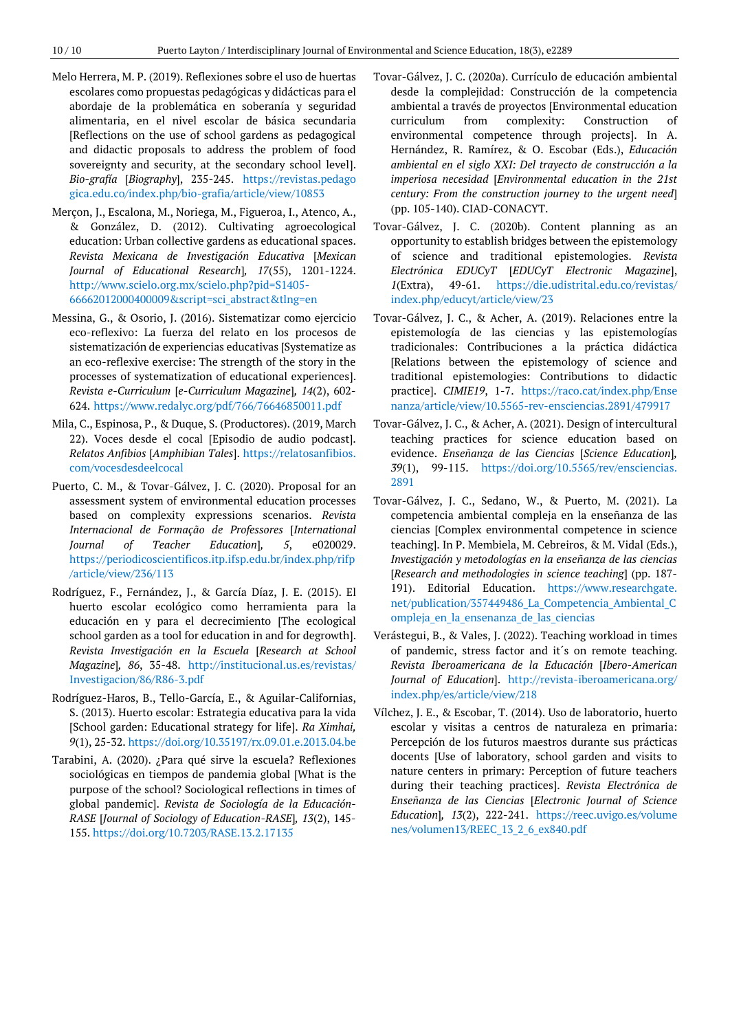Melo Herrera, M. P. (2019). Reflexiones sobre el uso de huertas escolares como propuestas pedagógicas y didácticas para el abordaje de la problemática en soberanía y seguridad alimentaria, en el nivel escolar de básica secundaria [Reflections on the use of school gardens as pedagogical and didactic proposals to address the problem of food sovereignty and security, at the secondary school level]. *Bio-grafía* [*Biography*], 235-245. https://revistas.pedagogica.edu.co/index.php/bio-grafia/article/view/10853

Merçon, J., Escalona, M., Noriega, M., Figueroa, I., Atenco, A., & González, D. (2012). Cultivating agroecological education: Urban collective gardens as educational spaces. *Revista Mexicana de Investigación Educativa* [*Mexican Journal of Educational Research*], *17*(55), 1201-1224. http://www.scielo.org.mx/scielo.php?pid=S1405-66662012000400009&script=sci_abstract&tlng=en

Messina, G., & Osorio, J. (2016). Sistematizar como ejercicio eco-reflexivo: La fuerza del relato en los procesos de sistematización de experiencias educativas [Systematize as an eco-reflexive exercise: The strength of the story in the processes of systematization of educational experiences]. *Revista e-Curriculum* [*e-Curriculum Magazine*], *14*(2), 602-624. https://www.redalyc.org/pdf/766/76646850011.pdf

Mila, C., Espinosa, P., & Duque, S. (Productores). (2019, March 22). Voces desde el cocal [Episodio de audio podcast]. *Relatos Anfibios* [*Amphibian Tales*]. https://relatosanfibios.com/vocesdesdeelcocal

Puerto, C. M., & Tovar-Gálvez, J. C. (2020). Proposal for an assessment system of environmental education processes based on complexity expressions scenarios. *Revista Internacional de Formação de Professores* [*International Journal of Teacher Education*], *5*, e020029. https://periodicoscientificos.itp.ifsp.edu.br/index.php/rifp/article/view/236/113

Rodríguez, F., Fernández, J., & García Díaz, J. E. (2015). El huerto escolar ecológico como herramienta para la educación en y para el decrecimiento [The ecological school garden as a tool for education in and for degrowth]. *Revista Investigación en la Escuela* [*Research at School Magazine*], *86*, 35-48. http://institucional.us.es/revistas/Investigacion/86/R86-3.pdf

Rodríguez-Haros, B., Tello-García, E., & Aguilar-Californias, S. (2013). Huerto escolar: Estrategia educativa para la vida [School garden: Educational strategy for life]. *Ra Ximhai, 9*(1), 25-32. https://doi.org/10.35197/rx.09.01.e.2013.04.be

Tarabini, A. (2020). ¿Para qué sirve la escuela? Reflexiones sociológicas en tiempos de pandemia global [What is the purpose of the school? Sociological reflections in times of global pandemic]. *Revista de Sociología de la Educación-RASE* [*Journal of Sociology of Education-RASE*], *13*(2), 145-155. https://doi.org/10.7203/RASE.13.2.17135

Tovar-Gálvez, J. C. (2020a). Currículo de educación ambiental desde la complejidad: Construcción de la competencia ambiental a través de proyectos [Environmental education curriculum from complexity: Construction of environmental competence through projects]. In A. Hernández, R. Ramírez, & O. Escobar (Eds.), *Educación ambiental en el siglo XXI: Del trayecto de construcción a la imperiosa necesidad* [*Environmental education in the 21st century: From the construction journey to the urgent need*] (pp. 105-140). CIAD-CONACYT.

Tovar-Gálvez, J. C. (2020b). Content planning as an opportunity to establish bridges between the epistemology of science and traditional epistemologies. *Revista Electrónica EDUCyT* [*EDUCyT Electronic Magazine*], *1*(Extra), 49-61. https://die.udistrital.edu.co/revistas/index.php/educyt/article/view/23

Tovar-Gálvez, J. C., & Acher, A. (2019). Relaciones entre la epistemología de las ciencias y las epistemologías tradicionales: Contribuciones a la práctica didáctica [Relations between the epistemology of science and traditional epistemologies: Contributions to didactic practice]. *CIMIE19*, 1-7. https://raco.cat/index.php/Ensenanza/article/view/10.5565-rev-ensciencias.2891/479917

Tovar-Gálvez, J. C., & Acher, A. (2021). Design of intercultural teaching practices for science education based on evidence. *Enseñanza de las Ciencias* [*Science Education*], *39*(1), 99-115. https://doi.org/10.5565/rev/ensciencias.2891

Tovar-Gálvez, J. C., Sedano, W., & Puerto, M. (2021). La competencia ambiental compleja en la enseñanza de las ciencias [Complex environmental competence in science teaching]. In P. Membiela, M. Cebreiros, & M. Vidal (Eds.), *Investigación y metodologías en la enseñanza de las ciencias* [*Research and methodologies in science teaching*] (pp. 187-191). Editorial Education. https://www.researchgate.net/publication/357449486_La_Competencia_Ambiental_Compleja_en_la_ensenanza_de_las_ciencias

Verástegui, B., & Vales, J. (2022). Teaching workload in times of pandemic, stress factor and it´s on remote teaching. *Revista Iberoamericana de la Educación* [*Ibero-American Journal of Education*]. http://revista-iberoamericana.org/index.php/es/article/view/218

Vílchez, J. E., & Escobar, T. (2014). Uso de laboratorio, huerto escolar y visitas a centros de naturaleza en primaria: Percepción de los futuros maestros durante sus prácticas docents [Use of laboratory, school garden and visits to nature centers in primary: Perception of future teachers during their teaching practices]. *Revista Electrónica de Enseñanza de las Ciencias* [*Electronic Journal of Science Education*], *13*(2), 222-241. https://reec.uvigo.es/volumenes/volumen13/REEC_13_2_6_ex840.pdf